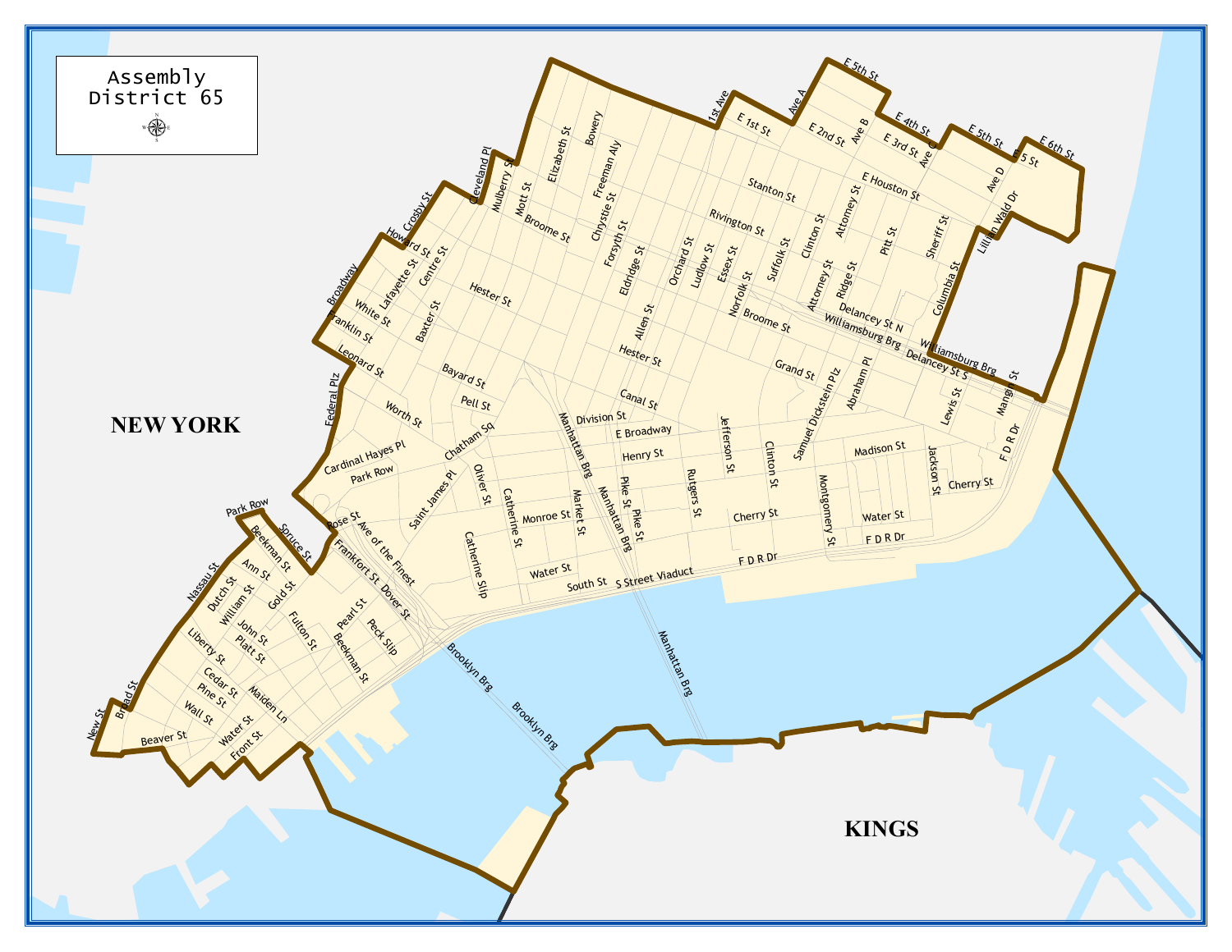Assembly District 65

NEW YORK

KINGS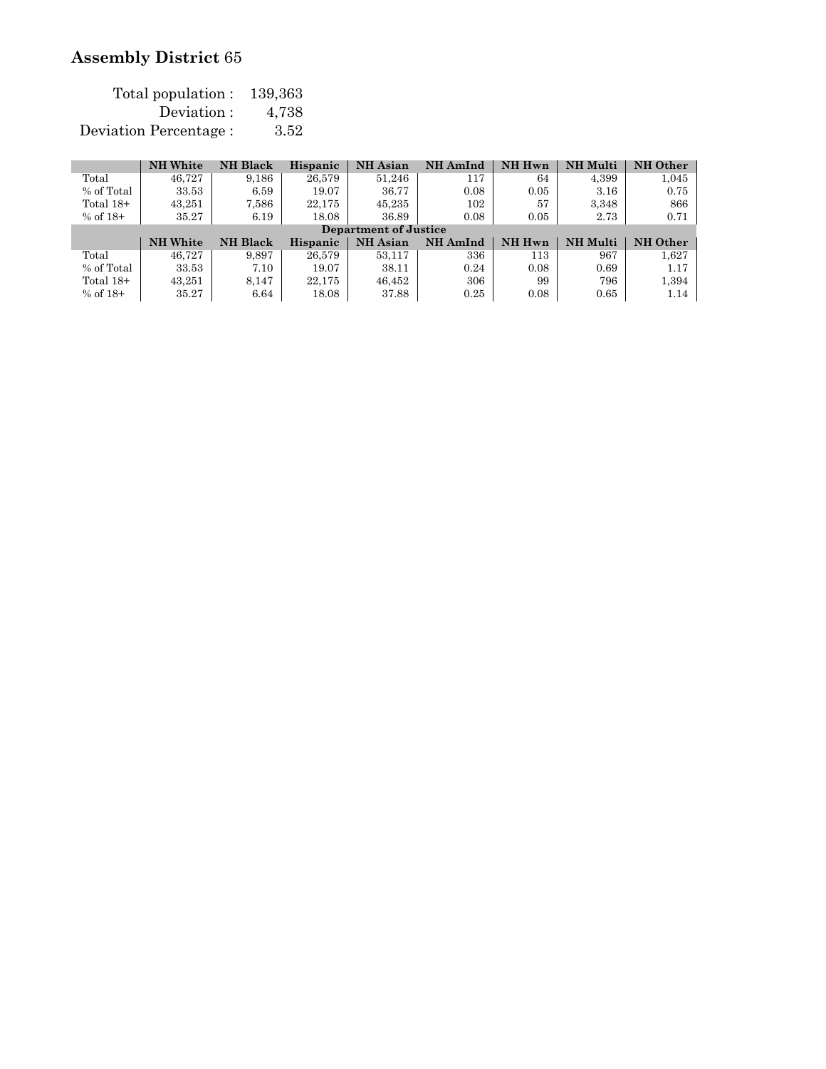## **Assembly District** 65

Total population : 139,363
Deviation : 4,738
Deviation Percentage : 3.52

| | NH White | NH Black | Hispanic | NH Asian | NH AmInd | NH Hwn | NH Multi | NH Other |
|---|---|---|---|---|---|---|---|---|
| Total | 46,727 | 9,186 | 26,579 | 51,246 | 117 | 64 | 4,399 | 1,045 |
| % of Total | 33.53 | 6.59 | 19.07 | 36.77 | 0.08 | 0.05 | 3.16 | 0.75 |
| Total 18+ | 43,251 | 7,586 | 22,175 | 45,235 | 102 | 57 | 3,348 | 866 |
| % of 18+ | 35.27 | 6.19 | 18.08 | 36.89 | 0.08 | 0.05 | 2.73 | 0.71 |
| **Department of Justice** | | | | | | | | |
| | **NH White** | **NH Black** | **Hispanic** | **NH Asian** | **NH AmInd** | **NH Hwn** | **NH Multi** | **NH Other** |
| Total | 46,727 | 9,897 | 26,579 | 53,117 | 336 | 113 | 967 | 1,627 |
| % of Total | 33.53 | 7.10 | 19.07 | 38.11 | 0.24 | 0.08 | 0.69 | 1.17 |
| Total 18+ | 43,251 | 8,147 | 22,175 | 46,452 | 306 | 99 | 796 | 1,394 |
| % of 18+ | 35.27 | 6.64 | 18.08 | 37.88 | 0.25 | 0.08 | 0.65 | 1.14 |